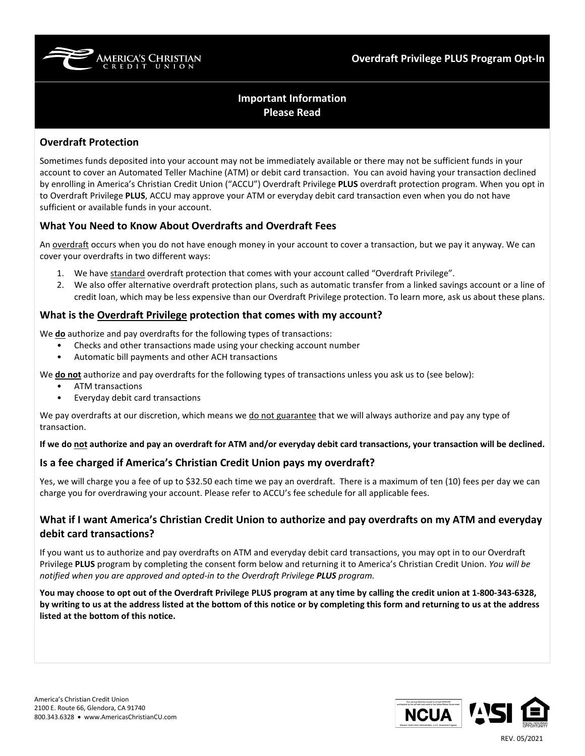AMERICA'S CHRISTIAN CREDIT UNION

# Overdraft Privilege PLUS Program Opt-In

## Important Information
## Please Read

### Overdraft Protection

Sometimes funds deposited into your account may not be immediately available or there may not be sufficient funds in your account to cover an Automated Teller Machine (ATM) or debit card transaction. You can avoid having your transaction declined by enrolling in America's Christian Credit Union ("ACCU") Overdraft Privilege **PLUS** overdraft protection program. When you opt in to Overdraft Privilege **PLUS**, ACCU may approve your ATM or everyday debit card transaction even when you do not have sufficient or available funds in your account.

### What You Need to Know About Overdrafts and Overdraft Fees

An overdraft occurs when you do not have enough money in your account to cover a transaction, but we pay it anyway. We can cover your overdrafts in two different ways:

1. We have standard overdraft protection that comes with your account called "Overdraft Privilege".
2. We also offer alternative overdraft protection plans, such as automatic transfer from a linked savings account or a line of credit loan, which may be less expensive than our Overdraft Privilege protection. To learn more, ask us about these plans.

### What is the Overdraft Privilege protection that comes with my account?

We **do** authorize and pay overdrafts for the following types of transactions:

- Checks and other transactions made using your checking account number
- Automatic bill payments and other ACH transactions

We **do not** authorize and pay overdrafts for the following types of transactions unless you ask us to (see below):

- ATM transactions
- Everyday debit card transactions

We pay overdrafts at our discretion, which means we do not guarantee that we will always authorize and pay any type of transaction.

**If we do not authorize and pay an overdraft for ATM and/or everyday debit card transactions, your transaction will be declined.**

### Is a fee charged if America's Christian Credit Union pays my overdraft?

Yes, we will charge you a fee of up to $32.50 each time we pay an overdraft. There is a maximum of ten (10) fees per day we can charge you for overdrawing your account. Please refer to ACCU's fee schedule for all applicable fees.

### What if I want America's Christian Credit Union to authorize and pay overdrafts on my ATM and everyday debit card transactions?

If you want us to authorize and pay overdrafts on ATM and everyday debit card transactions, you may opt in to our Overdraft Privilege **PLUS** program by completing the consent form below and returning it to America's Christian Credit Union. *You will be notified when you are approved and opted-in to the Overdraft Privilege **PLUS** program.*

**You may choose to opt out of the Overdraft Privilege PLUS program at any time by calling the credit union at 1-800-343-6328, by writing to us at the address listed at the bottom of this notice or by completing this form and returning to us at the address listed at the bottom of this notice.**

America's Christian Credit Union
2100 E. Route 66, Glendora, CA 91740
800.343.6328 • www.AmericasChristianCU.com

REV. 05/2021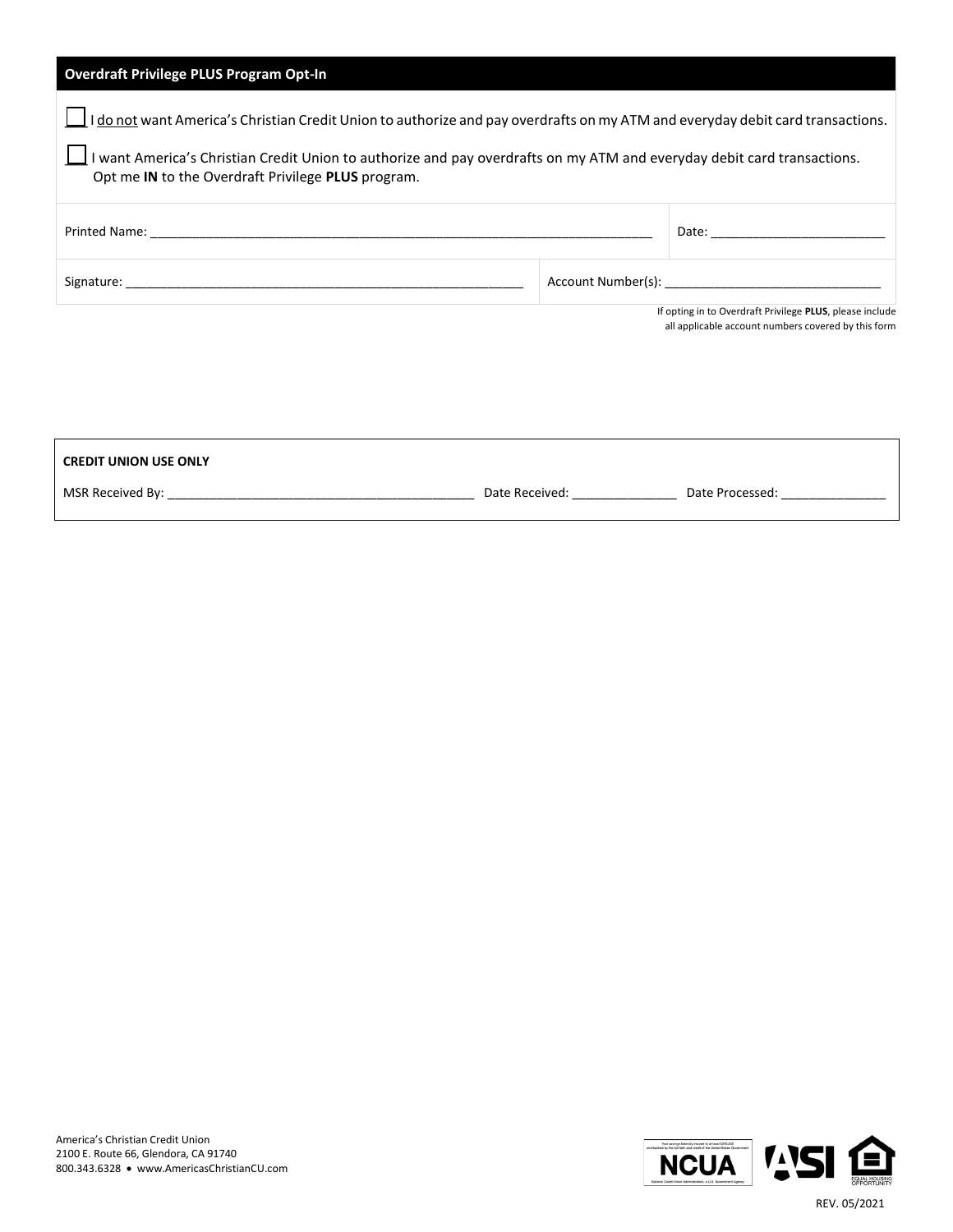## Overdraft Privilege PLUS Program Opt-In

☐ I do not want America's Christian Credit Union to authorize and pay overdrafts on my ATM and everyday debit card transactions.

☐ I want America's Christian Credit Union to authorize and pay overdrafts on my ATM and everyday debit card transactions. Opt me **IN** to the Overdraft Privilege **PLUS** program.

| | |
|---|---|
| Printed Name: ________________________________________ | Date: ______________________ |
| Signature: ________________________________________ | Account Number(s): ______________________ |

If opting in to Overdraft Privilege **PLUS**, please include all applicable account numbers covered by this form

**CREDIT UNION USE ONLY**

MSR Received By: ________________________________ Date Received: ______________ Date Processed: ______________

America's Christian Credit Union
2100 E. Route 66, Glendora, CA 91740
800.343.6328 • www.AmericasChristianCU.com

REV. 05/2021